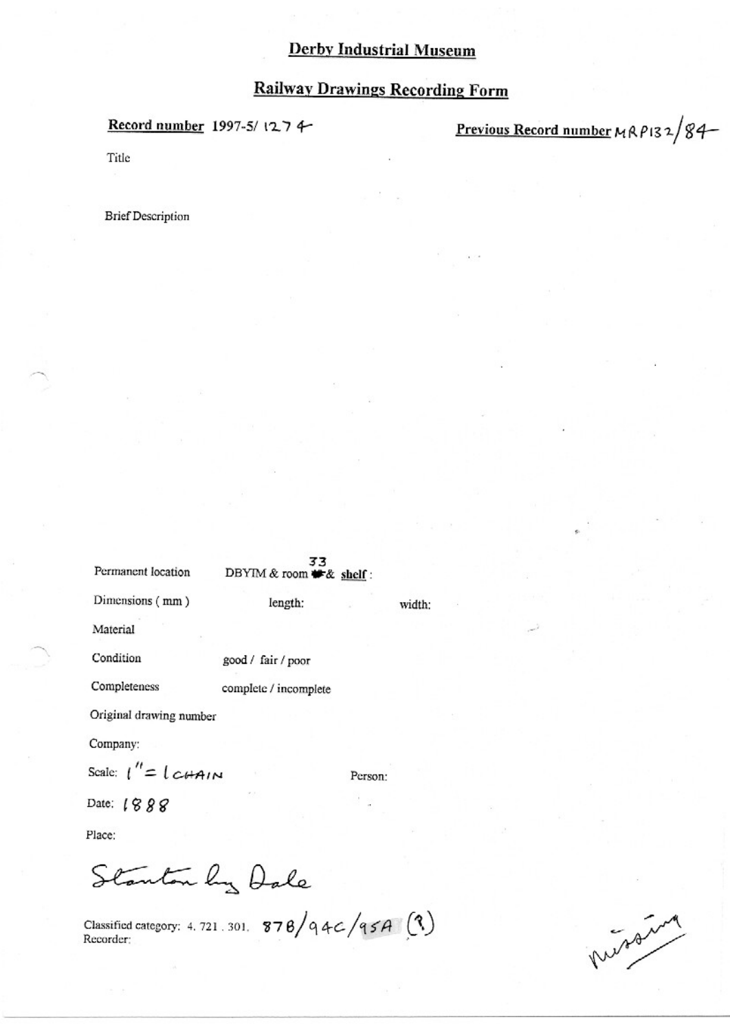# Derby Industrial Museum

## Railway Drawings Recording Form

**Record number** 1997-5/ 1274

**Previous Record number** MRP132/84

Title

Brief Description

Permanent location DBYIM & room 33 & shelf :

Dimensions ( mm ) length: width:

Material

Condition good / fair / poor

Completeness complete / incomplete

Original drawing number

Company:

Scale: 1" = 1 CHAIN

Person:

Date: 1888

Place:

Stanton by Dale

Classified category: 4. 721 . 301. 87B/94C/95A (?)

Recorder:

missing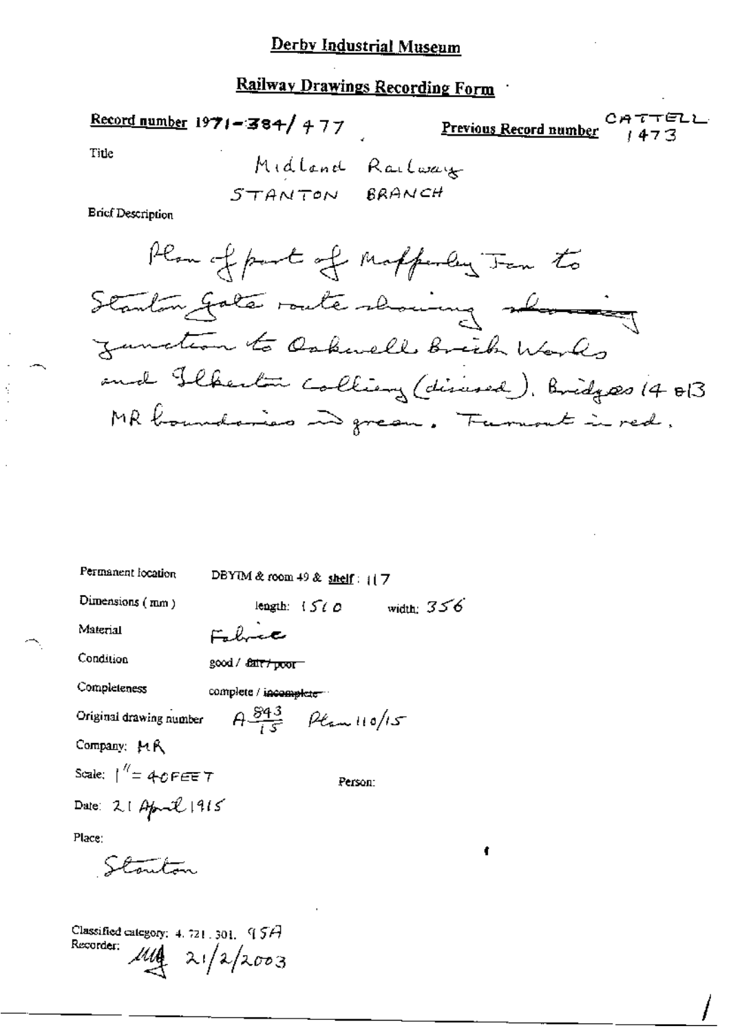# Derby Industrial Museum

## Railway Drawings Recording Form

**Record number** 1971-384/477

**Previous Record number** CATTELL 1473

Title

Midland Railway
STANTON BRANCH

Brief Description

Plan of part of Mapperley Jcn to Stanton Gate route showing ~~showing~~ junction to Oakwell Brick Works and Ilkeston Colliery (disused). Bridges 14 & 13 MR boundaries in green. Turnout in red.

Permanent location DBYIM & room 49 & **shelf**: 117

Dimensions (mm) length: 1510 width: 356

Material Fabric

Condition good / ~~fair / poor~~

Completeness complete / ~~incomplete~~

Original drawing number $A\frac{843}{15}$ Plan 110/15

Company: MR

Scale: 1" = 40 FEET

Person:

Date: 21 April 1915

Place:

Stanton

Classified category: 4.721.301. 95A

Recorder: MA 21/2/2003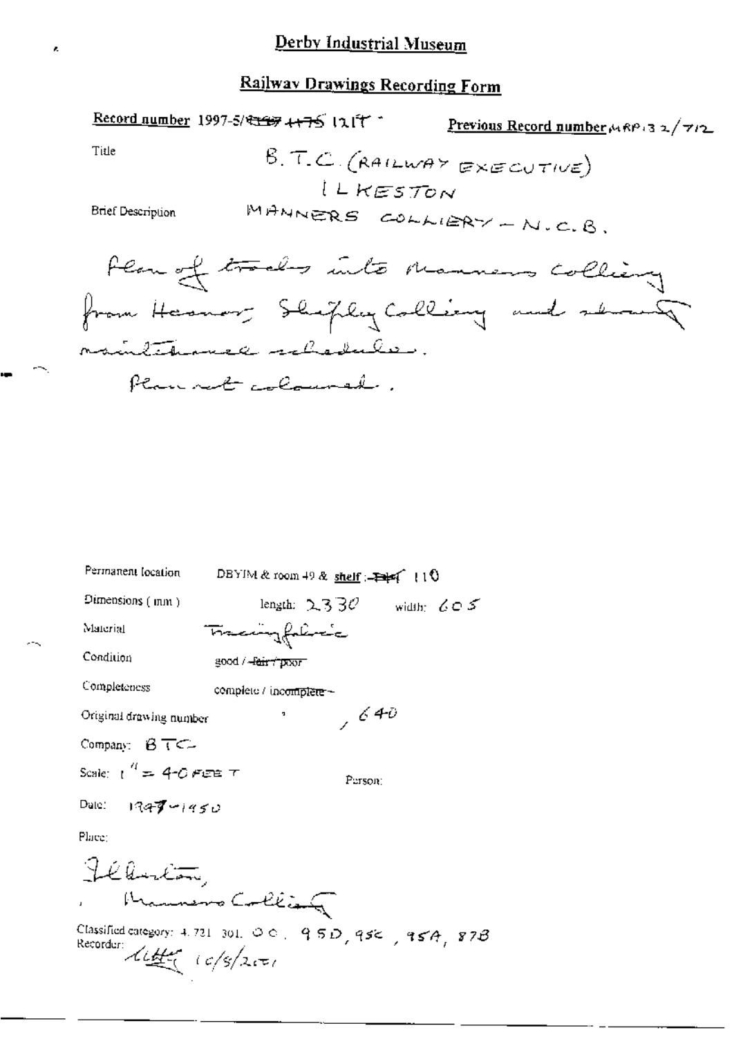# Derby Industrial Museum

## Railway Drawings Recording Form

**Record number** 1997-5/~~1197 1175~~ 1217

**Previous Record number** MRP132/712

Title

B.T.C. (RAILWAY EXECUTIVE)
ILKESTON
MANNERS COLLIERY – N.C.B.

Brief Description

Plan of tracks into Manners Colliery from Hanover Shipley Colliery and showing maintenance schedules.
Plan not coloured.

Permanent location: DBYIM & room 49 & shelf: ~~T~~ 110

Dimensions (mm): length: 2330 width: 605

Material: Tracing fabric

Condition: good / ~~fair / poor~~

Completeness: complete / ~~incomplete~~

Original drawing number: , 640

Company: BTC

Scale: 1" = 40 FEET

Person:

Date: 1947-1950

Place:

Ilkeston,
Manners Colliery

Classified category: 4.721.301. 00, 95D, 95C, 95A, 87B

Recorder: [initials] 10/5/2001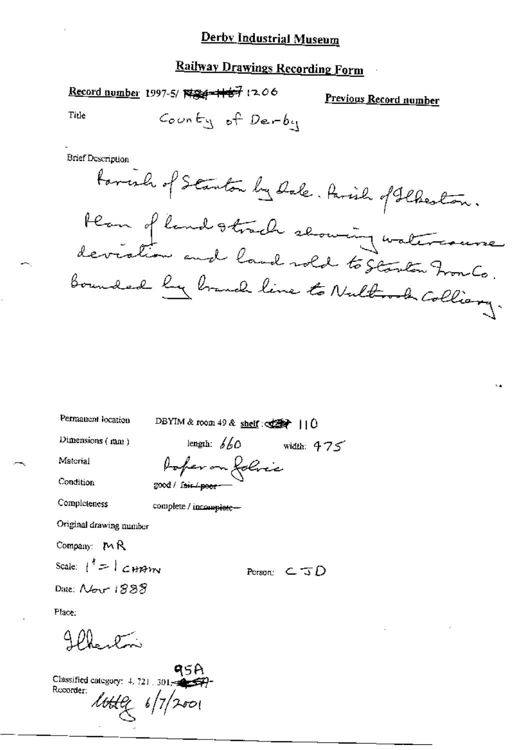# Derby Industrial Museum

## Railway Drawings Recording Form

**Record number** 1997-5/ ~~1184-1167~~ 1206

**Previous Record number**

Title County of Derby

Brief Description

Parish of Stanton by Dale. Parish of Ilkeston. Plan of land & track showing watercourse deviation and land sold to Stanton Iron Co. Bounded by branch line to Nutbrook Colliery.

Permanent location DBYIM & room 49 & shelf : ~~C~~ 110

Dimensions ( mm ) length: 660 width: 475

Material Paper on fabric

Condition good / ~~fair / poor~~

Completeness complete / ~~incomplete~~

Original drawing number

Company: MR

Scale: 1" = 1 CHAIN

Person: CJD

Date: Nov 1888

Place:

Ilkeston

Classified category: 4. 721 . 301. ~~57~~ 95A

Recorder: [signature] 6/7/2001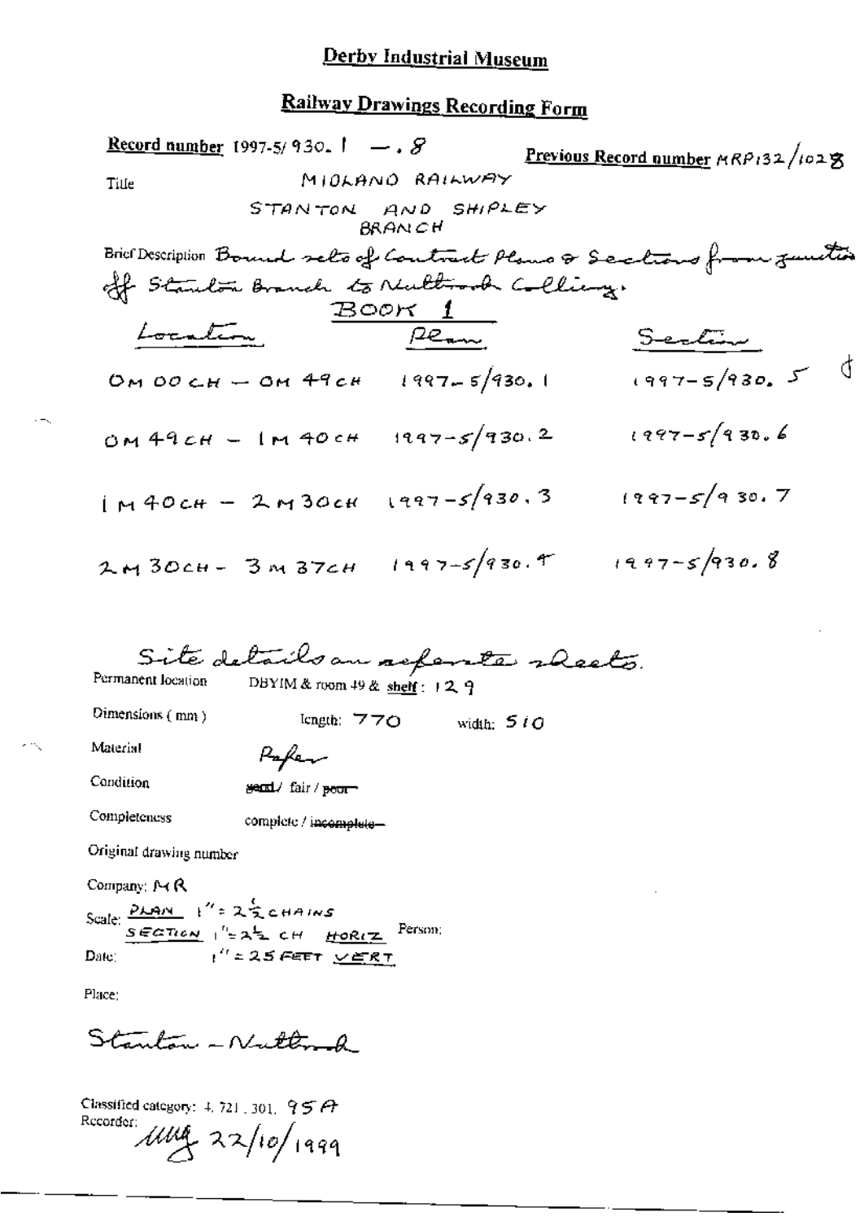# Derby Industrial Museum

## Railway Drawings Recording Form

**Record number** 1997-5/930.1 — .8 **Previous Record number** MRP132/1028

Title MIDLAND RAILWAY

STANTON AND SHIPLEY BRANCH

Brief Description Bound sets of Contract Plans & Sections from junction off Stanton Branch to Nuttbrook Colliery.

BOOK 1

| Location | Plan | Section |
|---|---|---|
| 0M 00CH – 0M 49CH | 1997-5/930.1 | 1997-5/930.5 |
| 0M 49CH – 1M 40CH | 1997-5/930.2 | 1997-5/930.6 |
| 1M 40CH – 2M 30CH | 1997-5/930.3 | 1997-5/930.7 |
| 2M 30CH – 3M 37CH | 1997-5/930.4 | 1997-5/930.8 |

Site details on separate sheets.

Permanent location DBYIM & room 49 & shelf: 129

Dimensions (mm) length: 770 width: 510

Material Paper

Condition ~~good~~/ fair / ~~poor~~

Completeness complete / ~~incomplete~~

Original drawing number

Company: MR

Scale: PLAN 1" = 2½ CHAINS
SECTION 1" = 2½ CH HORIZ
1" = 25 FEET VERT

Person:

Date:

Place:

Stanton – Nuttbrook

Classified category: 4.721.301. 95A

Recorder: 22/10/1999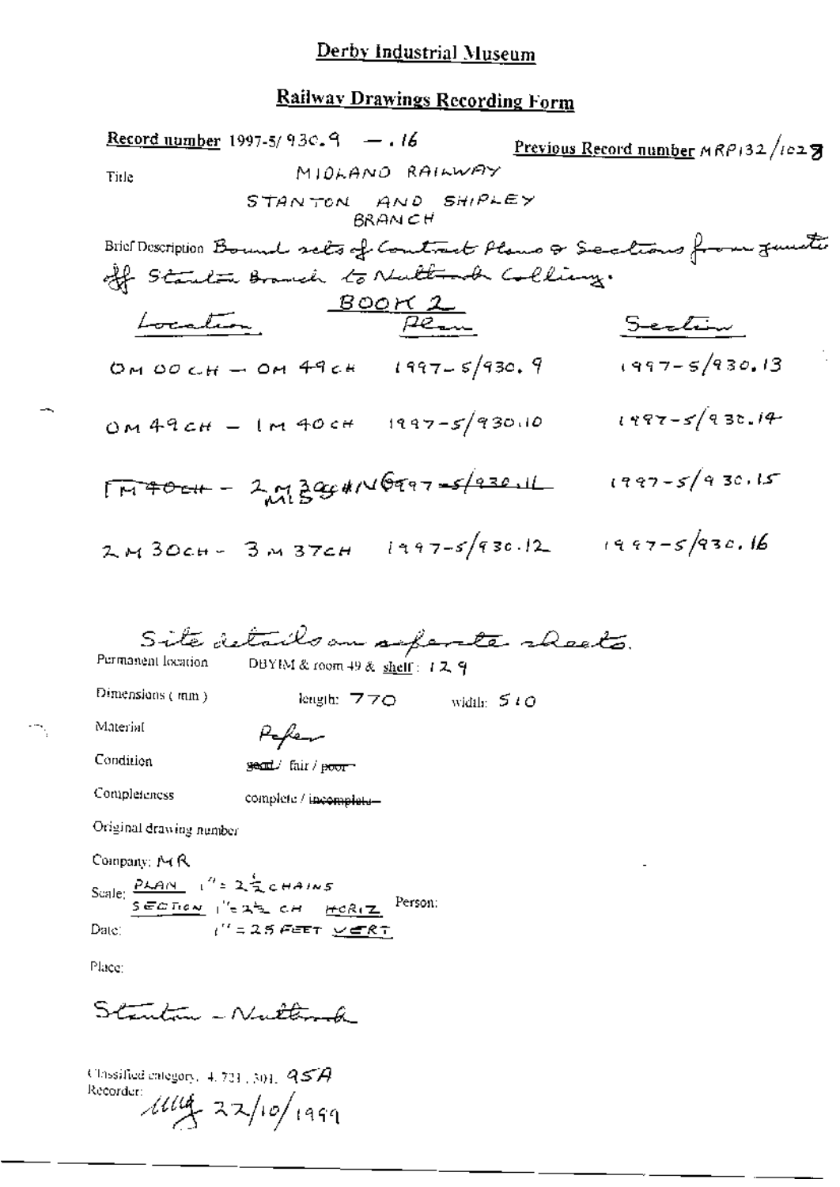# Derby Industrial Museum

## Railway Drawings Recording Form

**Record number** 1997-5/930.9 — .16 **Previous Record number** MRP132/1028

Title MIDLAND RAILWAY

STANTON AND SHIPLEY BRANCH

Brief Description Bound sets of Contract Plans & Sections from junction off Stanton Branch to Nutbrook Colliery.

BOOK 2

| Location | Plan | Section |
|---|---|---|
| 0M 00CH — 0M 49CH | 1997-5/930.9 | 1997-5/930.13 |
| 0M 49CH — 1M 40CH | 1997-5/930.10 | 1997-5/930.14 |
| ~~1M 40CH~~ — 2M 30CH | ~~1997-5/930.11~~ | 1997-5/930.15 |
| 2M 30CH — 3M 37CH | 1997-5/930.12 | 1997-5/930.16 |

Site details on separate sheets.

Permanent location DBYIM & room 49 & shelf: 129

Dimensions (mm) length: 770 width: 510

Material Paper

Condition good / fair / ~~poor~~

Completeness complete / ~~incomplete~~

Original drawing number

Company: MR

Scale: PLAN 1" = 2½ CHAINS
SECTION 1" = 2½ CH HORIZ
1" = 25 FEET VERT

Person:

Date:

Place:

Stanton – Nutbrook

Classified category: 4.721.301. 95A

Recorder: [signature] 22/10/1999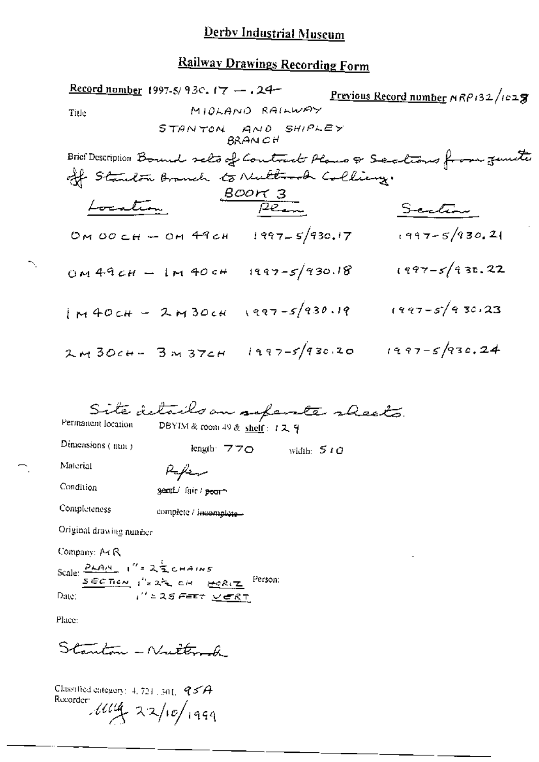# Derby Industrial Museum

## Railway Drawings Recording Form

**Record number** 1997-5/930.17 — .24 **Previous Record number** MRP132/1028

Title MIDLAND RAILWAY

STANTON AND SHIPLEY BRANCH

Brief Description Bound sets of Contract Plans & Sections from junction off Stanton Branch to Nutbrook Colliery.

BOOK 3

| Location | Plan | Section |
| --- | --- | --- |
| 0M 00CH — 0M 49CH | 1997-5/930.17 | 1997-5/930.21 |
| 0M 49CH — 1M 40CH | 1997-5/930.18 | 1997-5/930.22 |
| 1M 40CH — 2M 30CH | 1997-5/930.19 | 1997-5/930.23 |
| 2M 30CH — 3M 37CH | 1997-5/930.20 | 1997-5/930.24 |

Site details on separate sheets.

Permanent location DBYIM & room 49 & shelf: 129

Dimensions (mm) length: 770 width: 510

Material Paper

Condition ~~good~~ / fair / ~~poor~~

Completeness complete / ~~incomplete~~

Original drawing number

Company: MR

Scale: PLAN 1" = 2½ CHAINS
SECTION 1" = 2½ CH HORIZ
1" = 25 FEET VERT

Person:

Date:

Place:

Stanton - Nutbrook

Classified category: 4.721.301, 95A

Recorder: [signature] 22/10/1999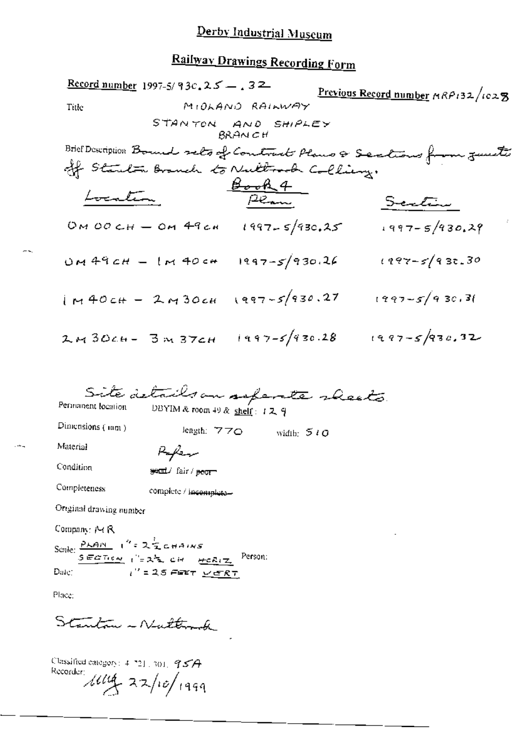# Derby Industrial Museum

## Railway Drawings Recording Form

**Record number** 1997-5/930.25 — .32

**Previous Record number** MRP132/1028

Title: MIDLAND RAILWAY
STANTON AND SHIPLEY BRANCH

Brief Description: Bound sets of Contract Plans & Sections from junction off Stanton Branch to Nuttrock Colliery.

Book 4

| Location | Plan | Section |
|---|---|---|
| 0M 00CH — 0M 49CH | 1997-5/930.25 | 1997-5/930.29 |
| 0M 49CH — 1M 40CH | 1997-5/930.26 | 1997-5/930.30 |
| 1M 40CH — 2M 30CH | 1997-5/930.27 | 1997-5/930.31 |
| 2M 30CH — 3M 37CH | 1997-5/930.28 | 1997-5/930.32 |

Site details on separate sheets.

Permanent location: DBYIM & room 49 & shelf: 129

Dimensions (mm): length: 770 width: 510

Material: Paper

Condition: ~~good~~ / fair / ~~poor~~

Completeness: complete / ~~incomplete~~

Original drawing number

Company: MR

Scale: PLAN 1" = 2½ CHAINS
SECTION 1" = 2½ CH HORIZ
1" = 25 FEET VERT

Person:

Date:

Place:

Stanton – Nuttrock

Classified category: 4.721.301. 95A

Recorder: MM 22/10/1999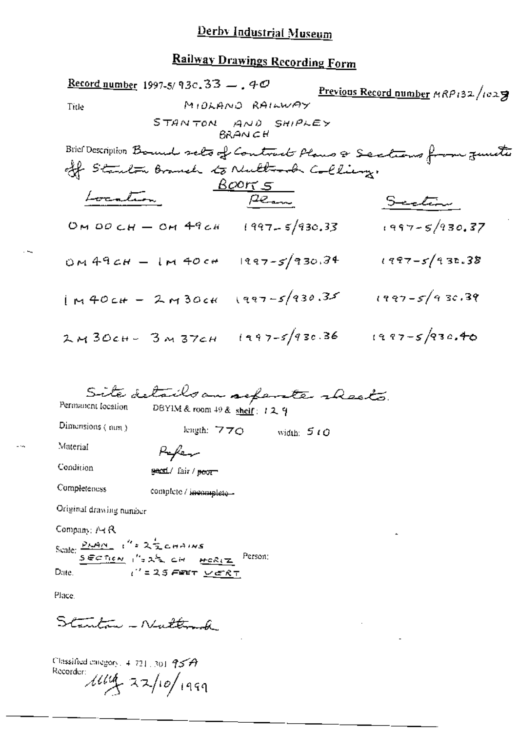# Derby Industrial Museum

## Railway Drawings Recording Form

**Record number** 1997-5/930.33 — .40

**Previous Record number** MRP132/1029

Title: MIDLAND RAILWAY

STANTON AND SHIPLEY BRANCH

Brief Description: Bound sets of Contract Plans & Sections from junction off Stanton Branch to Nuttbrook Colliery.

BOOKS

| Location | Plan | Section |
|---|---|---|
| 0M 00CH — 0M 49CH | 1997-5/930.33 | 1997-5/930.37 |
| 0M 49CH — 1M 40CH | 1997-5/930.34 | 1997-5/930.38 |
| 1M 40CH — 2M 30CH | 1997-5/930.35 | 1997-5/930.39 |
| 2M 30CH — 3M 37CH | 1997-5/930.36 | 1997-5/930.40 |

Site details on separate sheets.

Permanent location: DBYIM & room 49 & shelf: 129

Dimensions (mm): length: 770 width: 510

Material: Paper

Condition: ~~good~~ / fair / ~~poor~~

Completeness: complete / ~~incomplete~~

Original drawing number:

Company: MR

Scale: PLAN 1" = 2½ CHAINS
SECTION 1" = 2½ CH HORIZ
1" = 25 FEET VERT

Person:

Date:

Place:

Stanton – Nuttbrook

Classified category: 4 721 301 95A

Recorder: [signature] 22/10/1999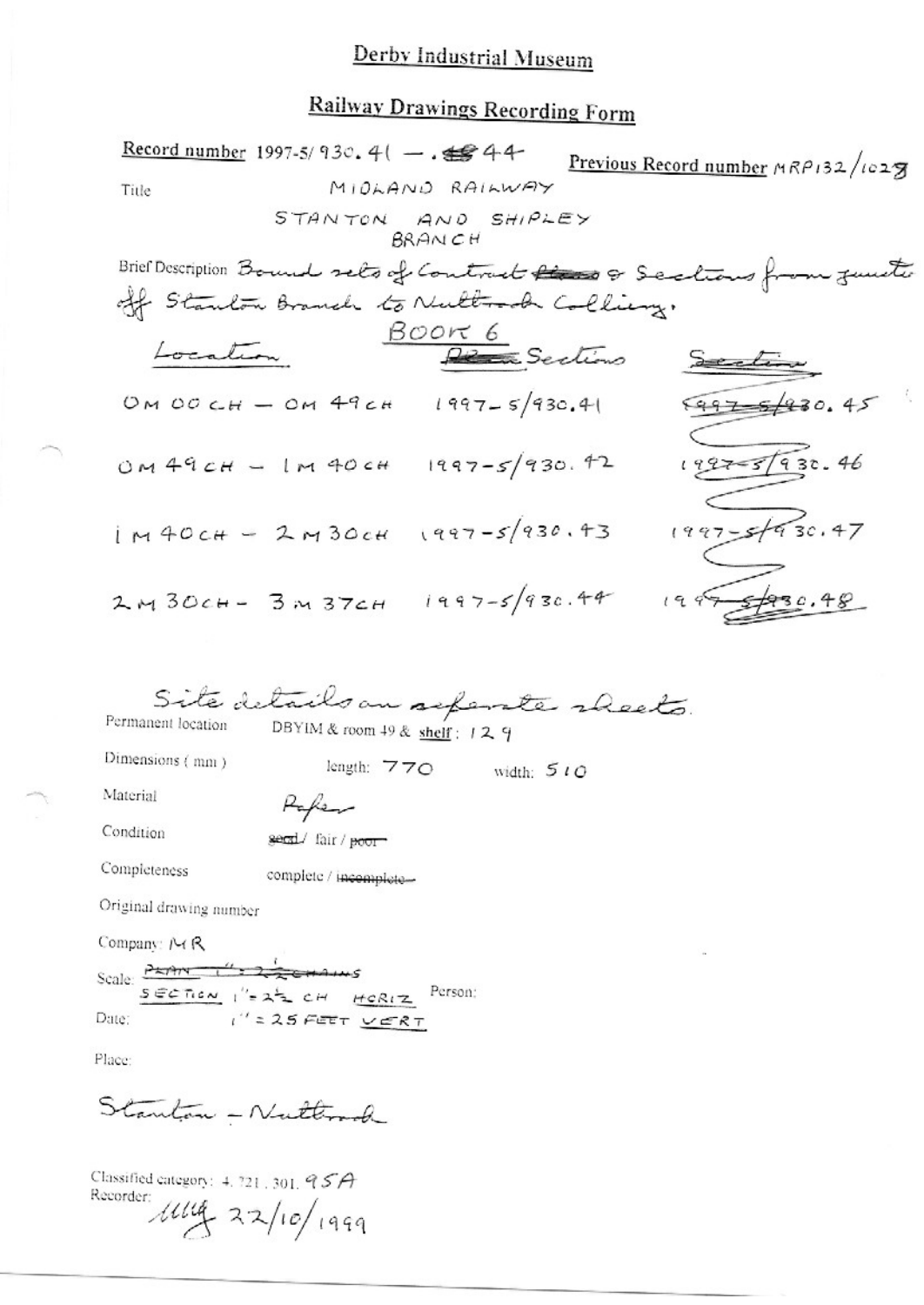# Derby Industrial Museum

## Railway Drawings Recording Form

**Record number** 1997-5/930.41 — .~~45~~ 44 **Previous Record number** MRP132/1028

Title MIDLAND RAILWAY

STANTON AND SHIPLEY BRANCH

Brief Description Bound sets of Contract ~~Plans~~ & Sections from junction off Stanton Branch to Nutbrook Colliery.

BOOK 6

| Location | ~~Plans~~ Sections | ~~Section~~ |
|---|---|---|
| 0M 00CH – 0M 49CH | 1997-5/930.41 | ~~1997-5/930.45~~ |
| 0M 49CH – 1M 40CH | 1997-5/930.42 | ~~1997-5/930.46~~ |
| 1M 40CH – 2M 30CH | 1997-5/930.43 | ~~1997-5/930.47~~ |
| 2M 30CH – 3M 37CH | 1997-5/930.44 | ~~1997-5/930.48~~ |

Site details on separate sheets.

Permanent location DBYIM & room 49 & shelf: 129

Dimensions (mm) length: 770 width: 510

Material Paper

Condition ~~good~~ / fair / ~~poor~~

Completeness complete / ~~incomplete~~

Original drawing number

Company: MR

Scale: ~~PLAN 1" = 2½ CHAINS~~
SECTION 1" = 2½ CH HORIZ
1" = 25 FEET VERT

Person:

Date:

Place:

Stanton – Nutbrook

Classified category: 4.721.301.95A

Recorder: MLG 22/10/1999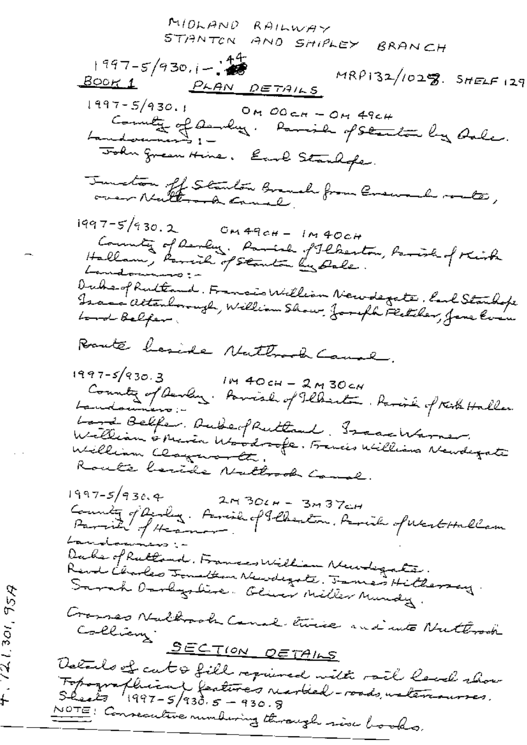MIDLAND RAILWAY
STANTON AND SHIPLEY BRANCH

1997-5/930.1-.44
**BOOK 1** PLAN DETAILS MRP132/1028. SHELF 129

1997-5/930.1 0M 00CH – 0M 49CH
County of Derby. Parish of Stanton by Dale.
Landowners:-
John Green Hine. Earl Stanhope.

Junction off Stanton Branch from Erewash route, over Nutbrook Canal,

1997-5/930.2 0M 49CH – 1M 40CH
County of Derby. Parish of Ilkeston, Parish of Kirk Hallam, Parish of Stanton by Dale.
Landowners:-
Duke of Rutland. Francis William Newdegate. Earl Stanhope
Isaac Attenborough, William Shaw, Joseph Fletcher, Jane Evans
Lord Belper.

Route beside Nutbrook Canal.

1997-5/930.3 1M 40CH – 2M 30CH
County of Derby. Parish of Ilkeston. Parish of Kirk Hallam
Landowners:-
Lord Belper. Duke of Rutland. Isaac Warner.
William & Maria Woodroffe. Francis William Newdegate
William Clayworth.
Route beside Nutbrook Canal.

1997-5/930.4 2M 30CH – 3M 37CH
County of Derby. Parish of Ilkeston. Parish of West Hallam
Parish of Heanor.
Landowners:-
Duke of Rutland. Frances William Newdegate.
Revd Charles Jonathan Newdegate. James Hithersay.
Sarah Darbyshire. Oliver Miller Mundy.

Crosses Nutbrook Canal twice and into Nutbrook Colliery.

SECTION DETAILS

Details of cut & fill required with rail level shown.
Topographical features marked – roads, watercourses.
Sheets 1997-5/930.5 – 930.8

NOTE: Consecutive numbering through six books.

+ 121.301, 95A